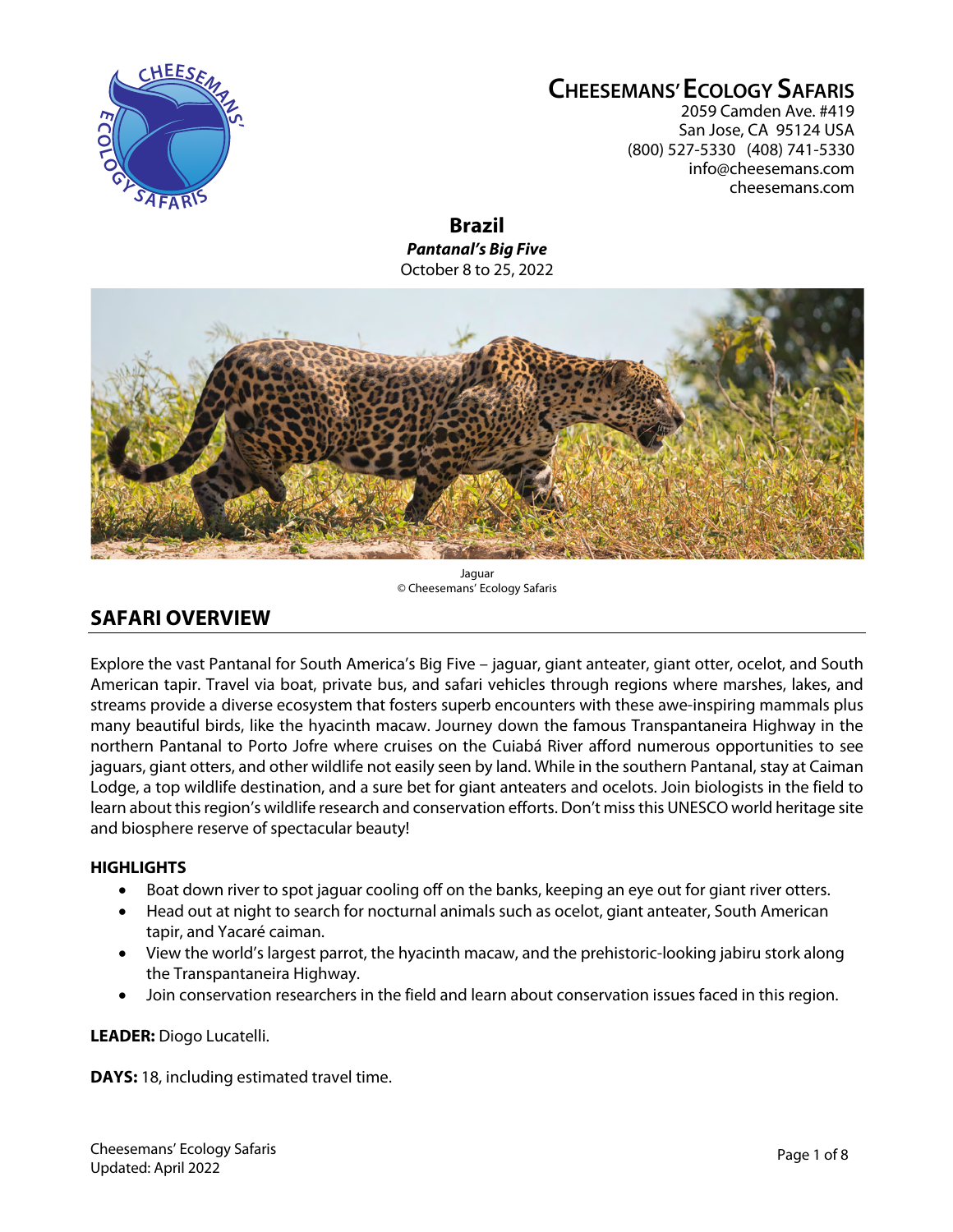# CHEESEMANS' ECOLOGY SAFARIS

2059 Camden Ave. #419
San Jose, CA 95124 USA
(800) 527-5330 (408) 741-5330
info@cheesemans.com
cheesemans.com

## Brazil

***Pantanal's Big Five***

October 8 to 25, 2022

Jaguar
© Cheesemans' Ecology Safaris

## SAFARI OVERVIEW

Explore the vast Pantanal for South America's Big Five – jaguar, giant anteater, giant otter, ocelot, and South American tapir. Travel via boat, private bus, and safari vehicles through regions where marshes, lakes, and streams provide a diverse ecosystem that fosters superb encounters with these awe-inspiring mammals plus many beautiful birds, like the hyacinth macaw. Journey down the famous Transpantaneira Highway in the northern Pantanal to Porto Jofre where cruises on the Cuiabá River afford numerous opportunities to see jaguars, giant otters, and other wildlife not easily seen by land. While in the southern Pantanal, stay at Caiman Lodge, a top wildlife destination, and a sure bet for giant anteaters and ocelots. Join biologists in the field to learn about this region's wildlife research and conservation efforts. Don't miss this UNESCO world heritage site and biosphere reserve of spectacular beauty!

### HIGHLIGHTS

- Boat down river to spot jaguar cooling off on the banks, keeping an eye out for giant river otters.
- Head out at night to search for nocturnal animals such as ocelot, giant anteater, South American tapir, and Yacaré caiman.
- View the world's largest parrot, the hyacinth macaw, and the prehistoric-looking jabiru stork along the Transpantaneira Highway.
- Join conservation researchers in the field and learn about conservation issues faced in this region.

**LEADER:** Diogo Lucatelli.

**DAYS:** 18, including estimated travel time.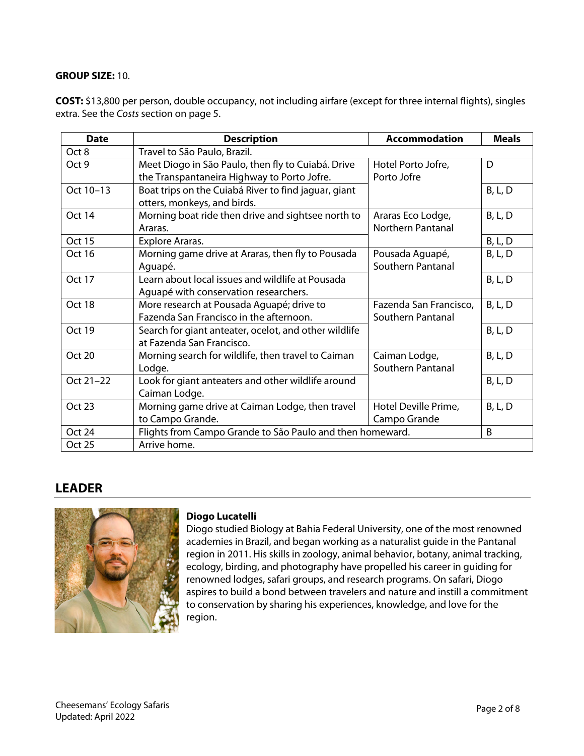**GROUP SIZE:** 10.

**COST:** $13,800 per person, double occupancy, not including airfare (except for three internal flights), singles extra. See the *Costs* section on page 5.

| Date | Description | Accommodation | Meals |
|---|---|---|---|
| Oct 8 | Travel to São Paulo, Brazil. | | |
| Oct 9 | Meet Diogo in São Paulo, then fly to Cuiabá. Drive the Transpantaneira Highway to Porto Jofre. | Hotel Porto Jofre, Porto Jofre | D |
| Oct 10–13 | Boat trips on the Cuiabá River to find jaguar, giant otters, monkeys, and birds. | | B, L, D |
| Oct 14 | Morning boat ride then drive and sightsee north to Araras. | Araras Eco Lodge, Northern Pantanal | B, L, D |
| Oct 15 | Explore Araras. | | B, L, D |
| Oct 16 | Morning game drive at Araras, then fly to Pousada Aguapé. | Pousada Aguapé, Southern Pantanal | B, L, D |
| Oct 17 | Learn about local issues and wildlife at Pousada Aguapé with conservation researchers. | | B, L, D |
| Oct 18 | More research at Pousada Aguapé; drive to Fazenda San Francisco in the afternoon. | Fazenda San Francisco, Southern Pantanal | B, L, D |
| Oct 19 | Search for giant anteater, ocelot, and other wildlife at Fazenda San Francisco. | | B, L, D |
| Oct 20 | Morning search for wildlife, then travel to Caiman Lodge. | Caiman Lodge, Southern Pantanal | B, L, D |
| Oct 21–22 | Look for giant anteaters and other wildlife around Caiman Lodge. | | B, L, D |
| Oct 23 | Morning game drive at Caiman Lodge, then travel to Campo Grande. | Hotel Deville Prime, Campo Grande | B, L, D |
| Oct 24 | Flights from Campo Grande to São Paulo and then homeward. | | B |
| Oct 25 | Arrive home. | | |

## LEADER

**Diogo Lucatelli**

Diogo studied Biology at Bahia Federal University, one of the most renowned academies in Brazil, and began working as a naturalist guide in the Pantanal region in 2011. His skills in zoology, animal behavior, botany, animal tracking, ecology, birding, and photography have propelled his career in guiding for renowned lodges, safari groups, and research programs. On safari, Diogo aspires to build a bond between travelers and nature and instill a commitment to conservation by sharing his experiences, knowledge, and love for the region.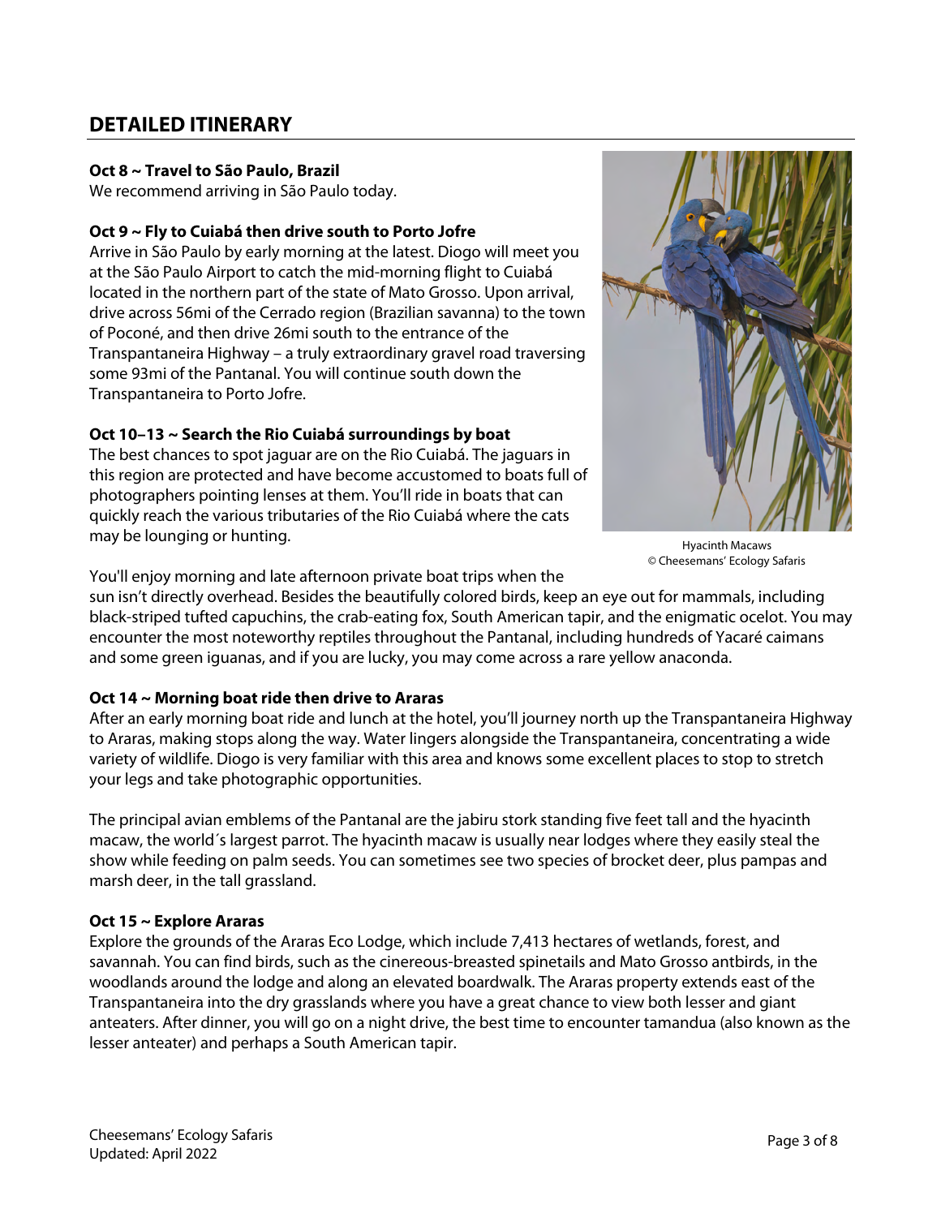## DETAILED ITINERARY

**Oct 8 ~ Travel to São Paulo, Brazil**
We recommend arriving in São Paulo today.

**Oct 9 ~ Fly to Cuiabá then drive south to Porto Jofre**
Arrive in São Paulo by early morning at the latest. Diogo will meet you at the São Paulo Airport to catch the mid-morning flight to Cuiabá located in the northern part of the state of Mato Grosso. Upon arrival, drive across 56mi of the Cerrado region (Brazilian savanna) to the town of Poconé, and then drive 26mi south to the entrance of the Transpantaneira Highway – a truly extraordinary gravel road traversing some 93mi of the Pantanal. You will continue south down the Transpantaneira to Porto Jofre.

**Oct 10–13 ~ Search the Rio Cuiabá surroundings by boat**
The best chances to spot jaguar are on the Rio Cuiabá. The jaguars in this region are protected and have become accustomed to boats full of photographers pointing lenses at them. You'll ride in boats that can quickly reach the various tributaries of the Rio Cuiabá where the cats may be lounging or hunting.

Hyacinth Macaws
© Cheesemans' Ecology Safaris

You'll enjoy morning and late afternoon private boat trips when the sun isn't directly overhead. Besides the beautifully colored birds, keep an eye out for mammals, including black-striped tufted capuchins, the crab-eating fox, South American tapir, and the enigmatic ocelot. You may encounter the most noteworthy reptiles throughout the Pantanal, including hundreds of Yacaré caimans and some green iguanas, and if you are lucky, you may come across a rare yellow anaconda.

**Oct 14 ~ Morning boat ride then drive to Araras**
After an early morning boat ride and lunch at the hotel, you'll journey north up the Transpantaneira Highway to Araras, making stops along the way. Water lingers alongside the Transpantaneira, concentrating a wide variety of wildlife. Diogo is very familiar with this area and knows some excellent places to stop to stretch your legs and take photographic opportunities.

The principal avian emblems of the Pantanal are the jabiru stork standing five feet tall and the hyacinth macaw, the world´s largest parrot. The hyacinth macaw is usually near lodges where they easily steal the show while feeding on palm seeds. You can sometimes see two species of brocket deer, plus pampas and marsh deer, in the tall grassland.

**Oct 15 ~ Explore Araras**
Explore the grounds of the Araras Eco Lodge, which include 7,413 hectares of wetlands, forest, and savannah. You can find birds, such as the cinereous-breasted spinetails and Mato Grosso antbirds, in the woodlands around the lodge and along an elevated boardwalk. The Araras property extends east of the Transpantaneira into the dry grasslands where you have a great chance to view both lesser and giant anteaters. After dinner, you will go on a night drive, the best time to encounter tamandua (also known as the lesser anteater) and perhaps a South American tapir.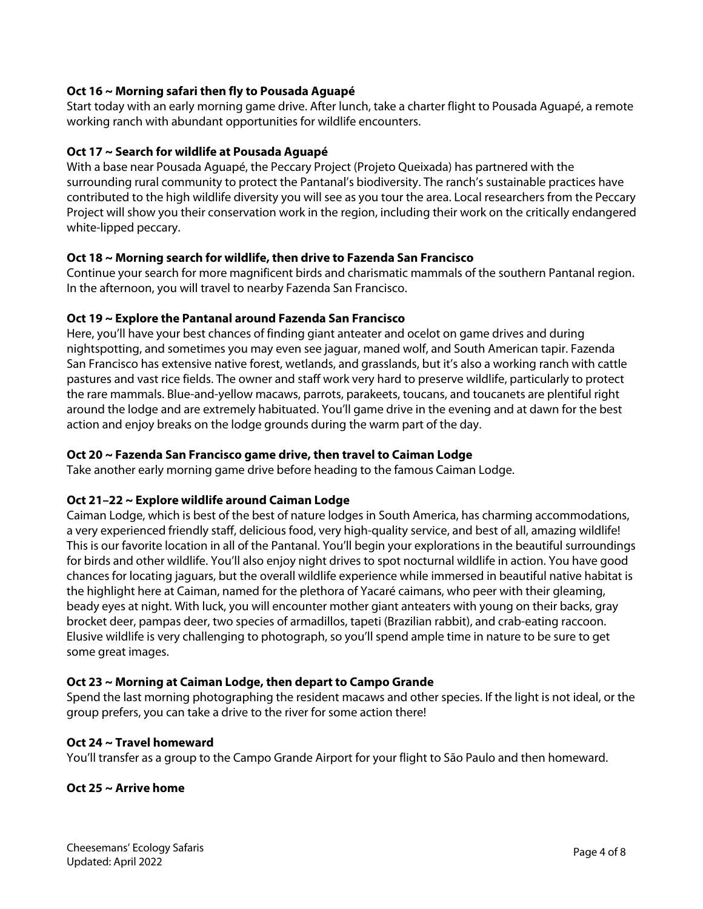**Oct 16 ~ Morning safari then fly to Pousada Aguapé**

Start today with an early morning game drive. After lunch, take a charter flight to Pousada Aguapé, a remote working ranch with abundant opportunities for wildlife encounters.

**Oct 17 ~ Search for wildlife at Pousada Aguapé**

With a base near Pousada Aguapé, the Peccary Project (Projeto Queixada) has partnered with the surrounding rural community to protect the Pantanal's biodiversity. The ranch's sustainable practices have contributed to the high wildlife diversity you will see as you tour the area. Local researchers from the Peccary Project will show you their conservation work in the region, including their work on the critically endangered white-lipped peccary.

**Oct 18 ~ Morning search for wildlife, then drive to Fazenda San Francisco**

Continue your search for more magnificent birds and charismatic mammals of the southern Pantanal region. In the afternoon, you will travel to nearby Fazenda San Francisco.

**Oct 19 ~ Explore the Pantanal around Fazenda San Francisco**

Here, you'll have your best chances of finding giant anteater and ocelot on game drives and during nightspotting, and sometimes you may even see jaguar, maned wolf, and South American tapir. Fazenda San Francisco has extensive native forest, wetlands, and grasslands, but it's also a working ranch with cattle pastures and vast rice fields. The owner and staff work very hard to preserve wildlife, particularly to protect the rare mammals. Blue-and-yellow macaws, parrots, parakeets, toucans, and toucanets are plentiful right around the lodge and are extremely habituated. You'll game drive in the evening and at dawn for the best action and enjoy breaks on the lodge grounds during the warm part of the day.

**Oct 20 ~ Fazenda San Francisco game drive, then travel to Caiman Lodge**

Take another early morning game drive before heading to the famous Caiman Lodge.

**Oct 21–22 ~ Explore wildlife around Caiman Lodge**

Caiman Lodge, which is best of the best of nature lodges in South America, has charming accommodations, a very experienced friendly staff, delicious food, very high-quality service, and best of all, amazing wildlife! This is our favorite location in all of the Pantanal. You'll begin your explorations in the beautiful surroundings for birds and other wildlife. You'll also enjoy night drives to spot nocturnal wildlife in action. You have good chances for locating jaguars, but the overall wildlife experience while immersed in beautiful native habitat is the highlight here at Caiman, named for the plethora of Yacaré caimans, who peer with their gleaming, beady eyes at night. With luck, you will encounter mother giant anteaters with young on their backs, gray brocket deer, pampas deer, two species of armadillos, tapeti (Brazilian rabbit), and crab-eating raccoon. Elusive wildlife is very challenging to photograph, so you'll spend ample time in nature to be sure to get some great images.

**Oct 23 ~ Morning at Caiman Lodge, then depart to Campo Grande**

Spend the last morning photographing the resident macaws and other species. If the light is not ideal, or the group prefers, you can take a drive to the river for some action there!

**Oct 24 ~ Travel homeward**

You'll transfer as a group to the Campo Grande Airport for your flight to São Paulo and then homeward.

**Oct 25 ~ Arrive home**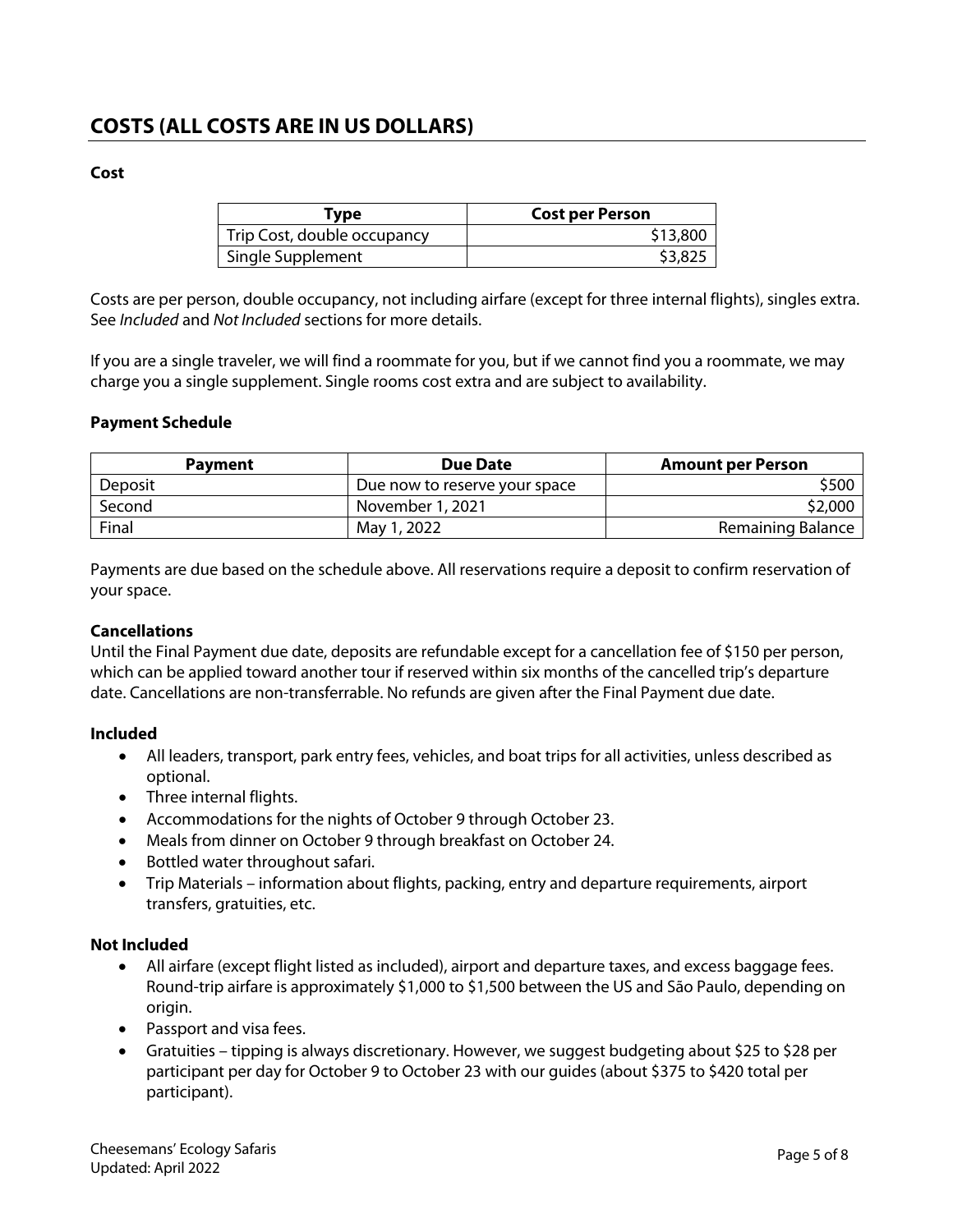## COSTS (ALL COSTS ARE IN US DOLLARS)

**Cost**

| Type | Cost per Person |
|---|---|
| Trip Cost, double occupancy | $13,800 |
| Single Supplement | $3,825 |

Costs are per person, double occupancy, not including airfare (except for three internal flights), singles extra. See *Included* and *Not Included* sections for more details.

If you are a single traveler, we will find a roommate for you, but if we cannot find you a roommate, we may charge you a single supplement. Single rooms cost extra and are subject to availability.

**Payment Schedule**

| Payment | Due Date | Amount per Person |
|---|---|---|
| Deposit | Due now to reserve your space | $500 |
| Second | November 1, 2021 | $2,000 |
| Final | May 1, 2022 | Remaining Balance |

Payments are due based on the schedule above. All reservations require a deposit to confirm reservation of your space.

**Cancellations**

Until the Final Payment due date, deposits are refundable except for a cancellation fee of $150 per person, which can be applied toward another tour if reserved within six months of the cancelled trip's departure date. Cancellations are non-transferrable. No refunds are given after the Final Payment due date.

**Included**

- All leaders, transport, park entry fees, vehicles, and boat trips for all activities, unless described as optional.
- Three internal flights.
- Accommodations for the nights of October 9 through October 23.
- Meals from dinner on October 9 through breakfast on October 24.
- Bottled water throughout safari.
- Trip Materials – information about flights, packing, entry and departure requirements, airport transfers, gratuities, etc.

**Not Included**

- All airfare (except flight listed as included), airport and departure taxes, and excess baggage fees. Round-trip airfare is approximately $1,000 to $1,500 between the US and São Paulo, depending on origin.
- Passport and visa fees.
- Gratuities – tipping is always discretionary. However, we suggest budgeting about $25 to $28 per participant per day for October 9 to October 23 with our guides (about $375 to $420 total per participant).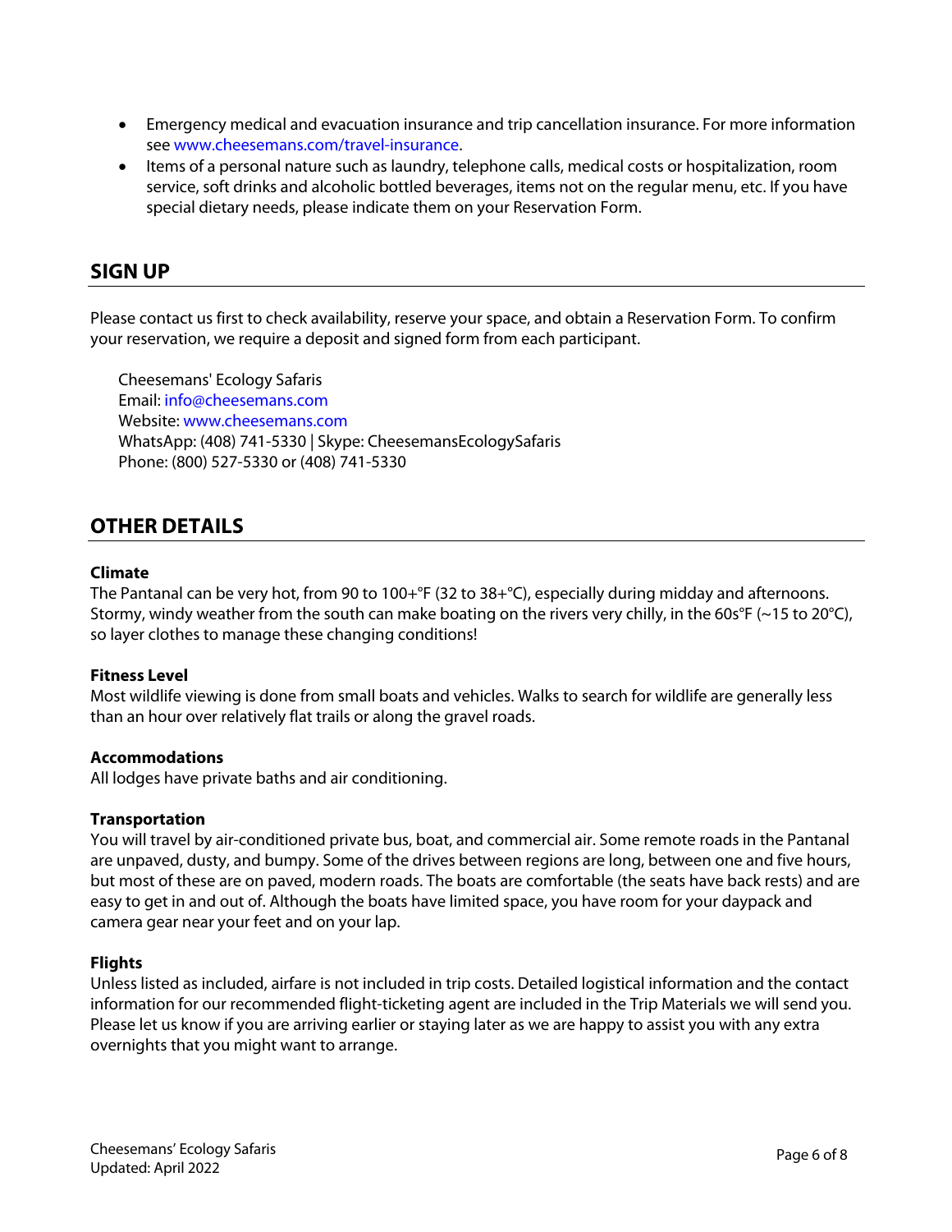- Emergency medical and evacuation insurance and trip cancellation insurance. For more information see www.cheesemans.com/travel-insurance.
- Items of a personal nature such as laundry, telephone calls, medical costs or hospitalization, room service, soft drinks and alcoholic bottled beverages, items not on the regular menu, etc. If you have special dietary needs, please indicate them on your Reservation Form.

## SIGN UP

Please contact us first to check availability, reserve your space, and obtain a Reservation Form. To confirm your reservation, we require a deposit and signed form from each participant.

Cheesemans' Ecology Safaris
Email: info@cheesemans.com
Website: www.cheesemans.com
WhatsApp: (408) 741-5330 | Skype: CheesemansEcologySafaris
Phone: (800) 527-5330 or (408) 741-5330

## OTHER DETAILS

**Climate**
The Pantanal can be very hot, from 90 to 100+°F (32 to 38+°C), especially during midday and afternoons. Stormy, windy weather from the south can make boating on the rivers very chilly, in the 60s°F (~15 to 20°C), so layer clothes to manage these changing conditions!

**Fitness Level**
Most wildlife viewing is done from small boats and vehicles. Walks to search for wildlife are generally less than an hour over relatively flat trails or along the gravel roads.

**Accommodations**
All lodges have private baths and air conditioning.

**Transportation**
You will travel by air-conditioned private bus, boat, and commercial air. Some remote roads in the Pantanal are unpaved, dusty, and bumpy. Some of the drives between regions are long, between one and five hours, but most of these are on paved, modern roads. The boats are comfortable (the seats have back rests) and are easy to get in and out of. Although the boats have limited space, you have room for your daypack and camera gear near your feet and on your lap.

**Flights**
Unless listed as included, airfare is not included in trip costs. Detailed logistical information and the contact information for our recommended flight-ticketing agent are included in the Trip Materials we will send you. Please let us know if you are arriving earlier or staying later as we are happy to assist you with any extra overnights that you might want to arrange.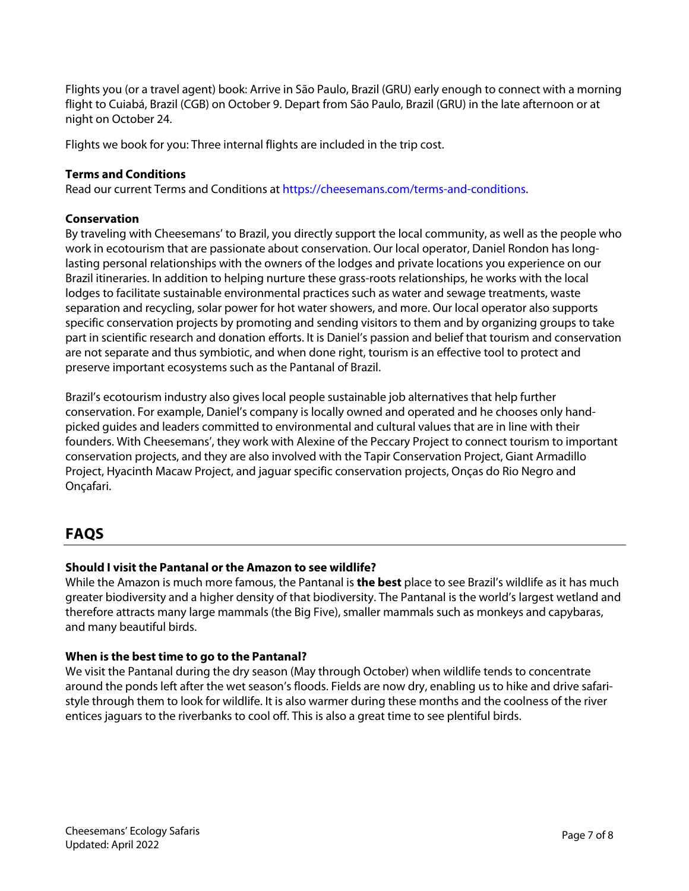Flights you (or a travel agent) book: Arrive in São Paulo, Brazil (GRU) early enough to connect with a morning flight to Cuiabá, Brazil (CGB) on October 9. Depart from São Paulo, Brazil (GRU) in the late afternoon or at night on October 24.

Flights we book for you: Three internal flights are included in the trip cost.

**Terms and Conditions**
Read our current Terms and Conditions at https://cheesemans.com/terms-and-conditions.

**Conservation**
By traveling with Cheesemans' to Brazil, you directly support the local community, as well as the people who work in ecotourism that are passionate about conservation. Our local operator, Daniel Rondon has long-lasting personal relationships with the owners of the lodges and private locations you experience on our Brazil itineraries. In addition to helping nurture these grass-roots relationships, he works with the local lodges to facilitate sustainable environmental practices such as water and sewage treatments, waste separation and recycling, solar power for hot water showers, and more. Our local operator also supports specific conservation projects by promoting and sending visitors to them and by organizing groups to take part in scientific research and donation efforts. It is Daniel's passion and belief that tourism and conservation are not separate and thus symbiotic, and when done right, tourism is an effective tool to protect and preserve important ecosystems such as the Pantanal of Brazil.

Brazil's ecotourism industry also gives local people sustainable job alternatives that help further conservation. For example, Daniel's company is locally owned and operated and he chooses only hand-picked guides and leaders committed to environmental and cultural values that are in line with their founders. With Cheesemans', they work with Alexine of the Peccary Project to connect tourism to important conservation projects, and they are also involved with the Tapir Conservation Project, Giant Armadillo Project, Hyacinth Macaw Project, and jaguar specific conservation projects, Onças do Rio Negro and Onçafari.

## FAQS

**Should I visit the Pantanal or the Amazon to see wildlife?**
While the Amazon is much more famous, the Pantanal is **the best** place to see Brazil's wildlife as it has much greater biodiversity and a higher density of that biodiversity. The Pantanal is the world's largest wetland and therefore attracts many large mammals (the Big Five), smaller mammals such as monkeys and capybaras, and many beautiful birds.

**When is the best time to go to the Pantanal?**
We visit the Pantanal during the dry season (May through October) when wildlife tends to concentrate around the ponds left after the wet season's floods. Fields are now dry, enabling us to hike and drive safari-style through them to look for wildlife. It is also warmer during these months and the coolness of the river entices jaguars to the riverbanks to cool off. This is also a great time to see plentiful birds.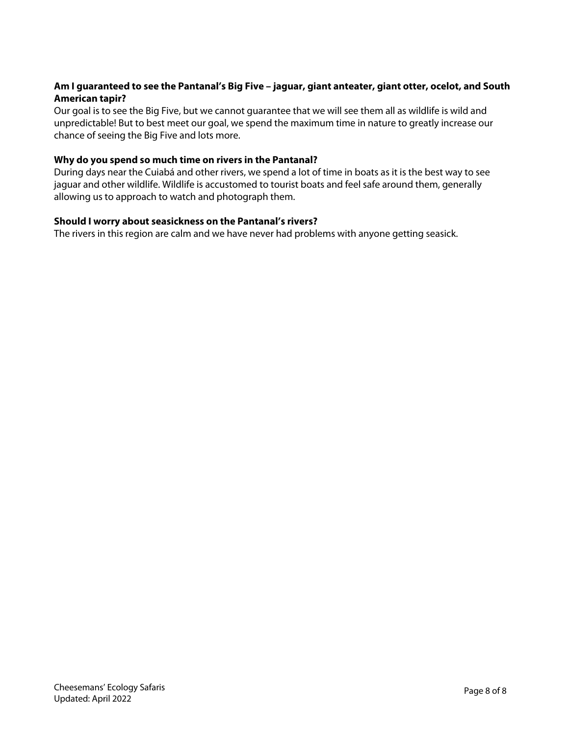**Am I guaranteed to see the Pantanal's Big Five – jaguar, giant anteater, giant otter, ocelot, and South American tapir?**

Our goal is to see the Big Five, but we cannot guarantee that we will see them all as wildlife is wild and unpredictable! But to best meet our goal, we spend the maximum time in nature to greatly increase our chance of seeing the Big Five and lots more.

**Why do you spend so much time on rivers in the Pantanal?**

During days near the Cuiabá and other rivers, we spend a lot of time in boats as it is the best way to see jaguar and other wildlife. Wildlife is accustomed to tourist boats and feel safe around them, generally allowing us to approach to watch and photograph them.

**Should I worry about seasickness on the Pantanal's rivers?**

The rivers in this region are calm and we have never had problems with anyone getting seasick.